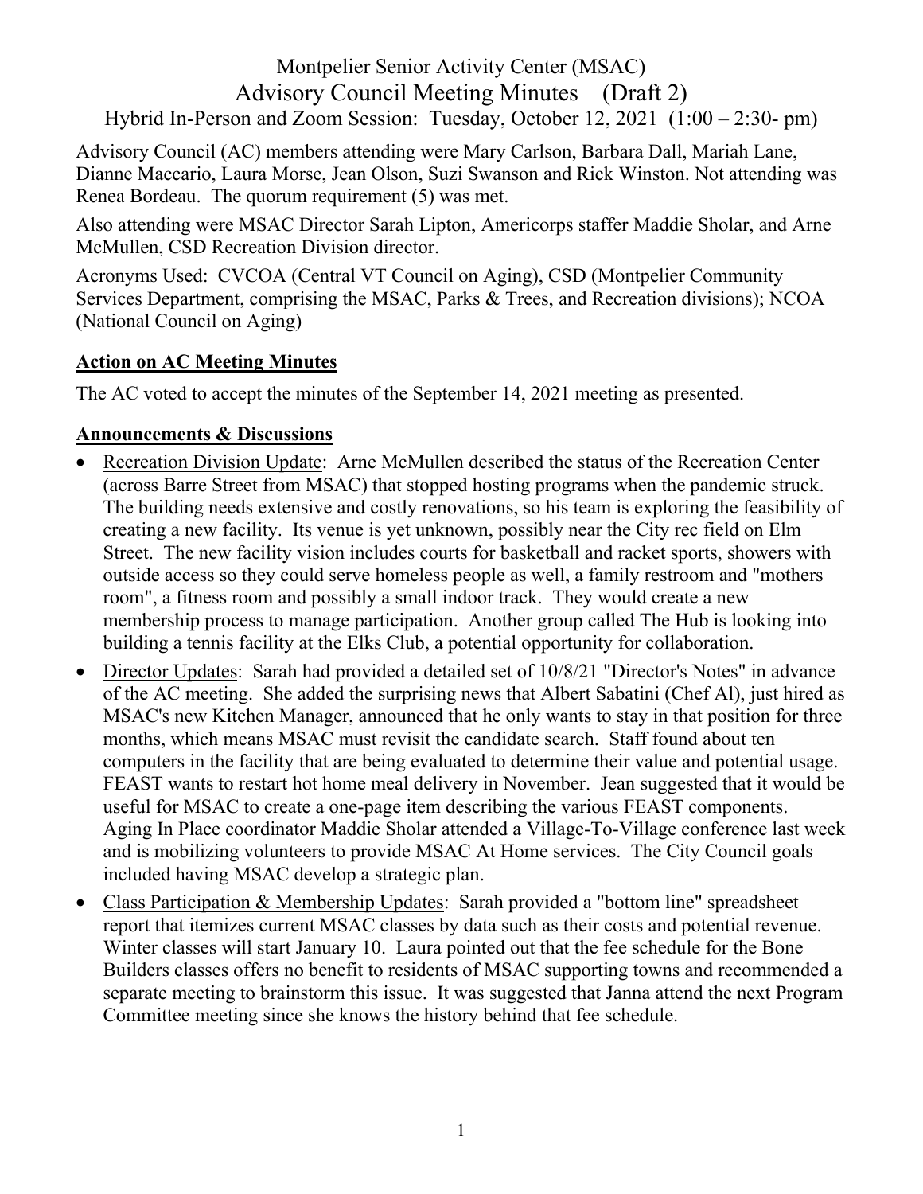# Montpelier Senior Activity Center (MSAC)

## Advisory Council Meeting Minutes (Draft 2)

Hybrid In-Person and Zoom Session: Tuesday, October 12, 2021 (1:00 – 2:30- pm)

Advisory Council (AC) members attending were Mary Carlson, Barbara Dall, Mariah Lane, Dianne Maccario, Laura Morse, Jean Olson, Suzi Swanson and Rick Winston. Not attending was Renea Bordeau. The quorum requirement (5) was met.

Also attending were MSAC Director Sarah Lipton, Americorps staffer Maddie Sholar, and Arne McMullen, CSD Recreation Division director.

Acronyms Used: CVCOA (Central VT Council on Aging), CSD (Montpelier Community Services Department, comprising the MSAC, Parks & Trees, and Recreation divisions); NCOA (National Council on Aging)

### Action on AC Meeting Minutes

The AC voted to accept the minutes of the September 14, 2021 meeting as presented.

### Announcements & Discussions

- Recreation Division Update: Arne McMullen described the status of the Recreation Center (across Barre Street from MSAC) that stopped hosting programs when the pandemic struck. The building needs extensive and costly renovations, so his team is exploring the feasibility of creating a new facility. Its venue is yet unknown, possibly near the City rec field on Elm Street. The new facility vision includes courts for basketball and racket sports, showers with outside access so they could serve homeless people as well, a family restroom and "mothers room", a fitness room and possibly a small indoor track. They would create a new membership process to manage participation. Another group called The Hub is looking into building a tennis facility at the Elks Club, a potential opportunity for collaboration.
- Director Updates: Sarah had provided a detailed set of 10/8/21 "Director's Notes" in advance of the AC meeting. She added the surprising news that Albert Sabatini (Chef Al), just hired as MSAC's new Kitchen Manager, announced that he only wants to stay in that position for three months, which means MSAC must revisit the candidate search. Staff found about ten computers in the facility that are being evaluated to determine their value and potential usage. FEAST wants to restart hot home meal delivery in November. Jean suggested that it would be useful for MSAC to create a one-page item describing the various FEAST components. Aging In Place coordinator Maddie Sholar attended a Village-To-Village conference last week and is mobilizing volunteers to provide MSAC At Home services. The City Council goals included having MSAC develop a strategic plan.
- Class Participation & Membership Updates: Sarah provided a "bottom line" spreadsheet report that itemizes current MSAC classes by data such as their costs and potential revenue. Winter classes will start January 10. Laura pointed out that the fee schedule for the Bone Builders classes offers no benefit to residents of MSAC supporting towns and recommended a separate meeting to brainstorm this issue. It was suggested that Janna attend the next Program Committee meeting since she knows the history behind that fee schedule.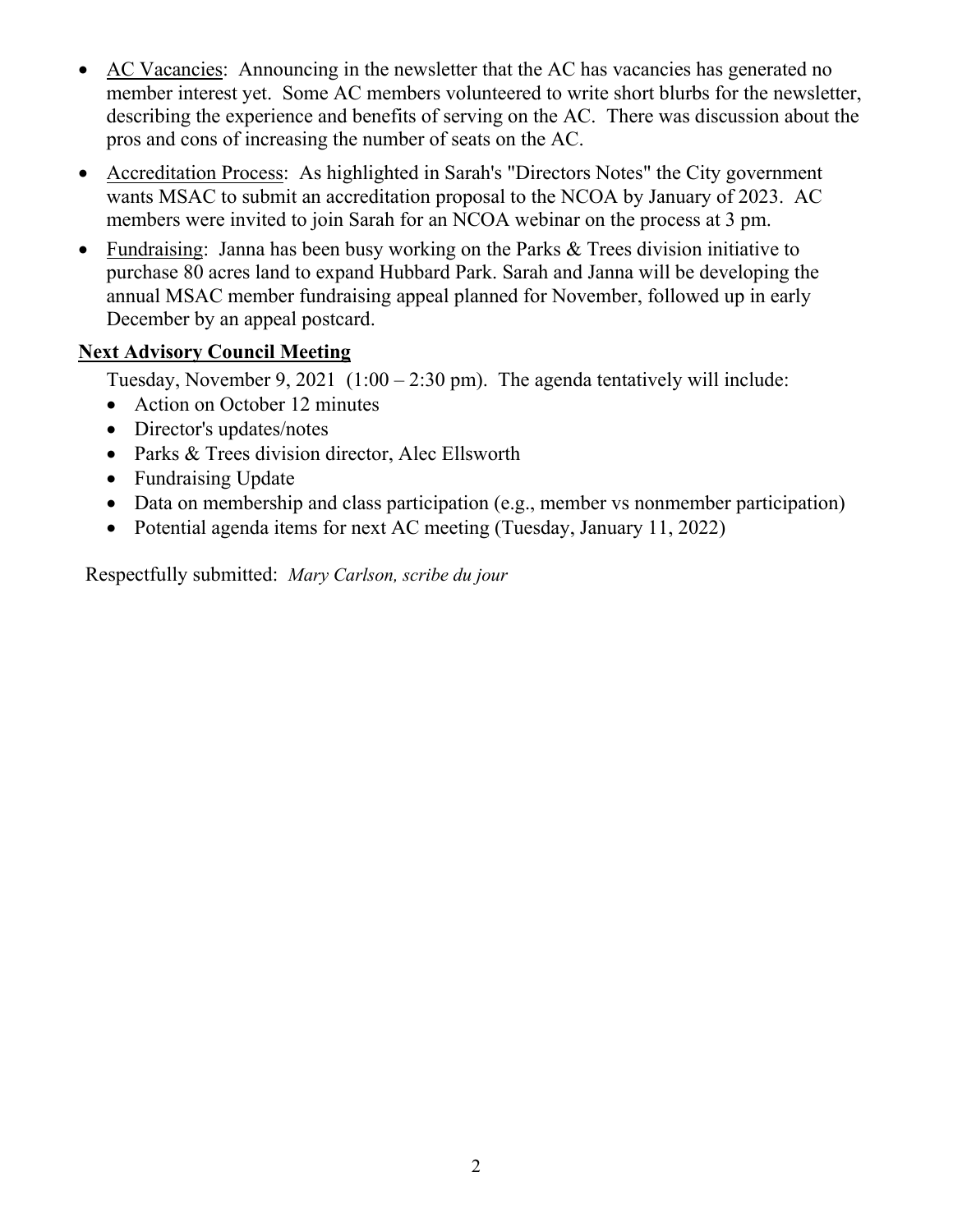- <u>AC Vacancies</u>: Announcing in the newsletter that the AC has vacancies has generated no member interest yet. Some AC members volunteered to write short blurbs for the newsletter, describing the experience and benefits of serving on the AC. There was discussion about the pros and cons of increasing the number of seats on the AC.
- <u>Accreditation Process</u>: As highlighted in Sarah's "Directors Notes" the City government wants MSAC to submit an accreditation proposal to the NCOA by January of 2023. AC members were invited to join Sarah for an NCOA webinar on the process at 3 pm.
- <u>Fundraising</u>: Janna has been busy working on the Parks & Trees division initiative to purchase 80 acres land to expand Hubbard Park. Sarah and Janna will be developing the annual MSAC member fundraising appeal planned for November, followed up in early December by an appeal postcard.

**<u>Next Advisory Council Meeting</u>**

Tuesday, November 9, 2021 (1:00 – 2:30 pm). The agenda tentatively will include:

- Action on October 12 minutes
- Director's updates/notes
- Parks & Trees division director, Alec Ellsworth
- Fundraising Update
- Data on membership and class participation (e.g., member vs nonmember participation)
- Potential agenda items for next AC meeting (Tuesday, January 11, 2022)

Respectfully submitted: *Mary Carlson, scribe du jour*